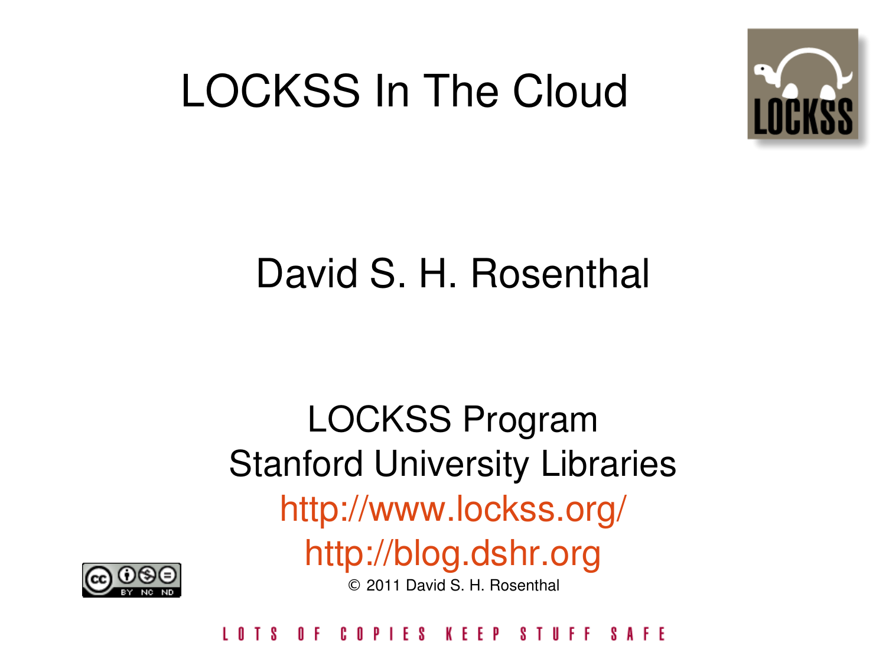# LOCKSS In The Cloud

David S. H. Rosenthal

LOCKSS Program
Stanford University Libraries
http://www.lockss.org/
http://blog.dshr.org

© 2011 David S. H. Rosenthal

LOTS OF COPIES KEEP STUFF SAFE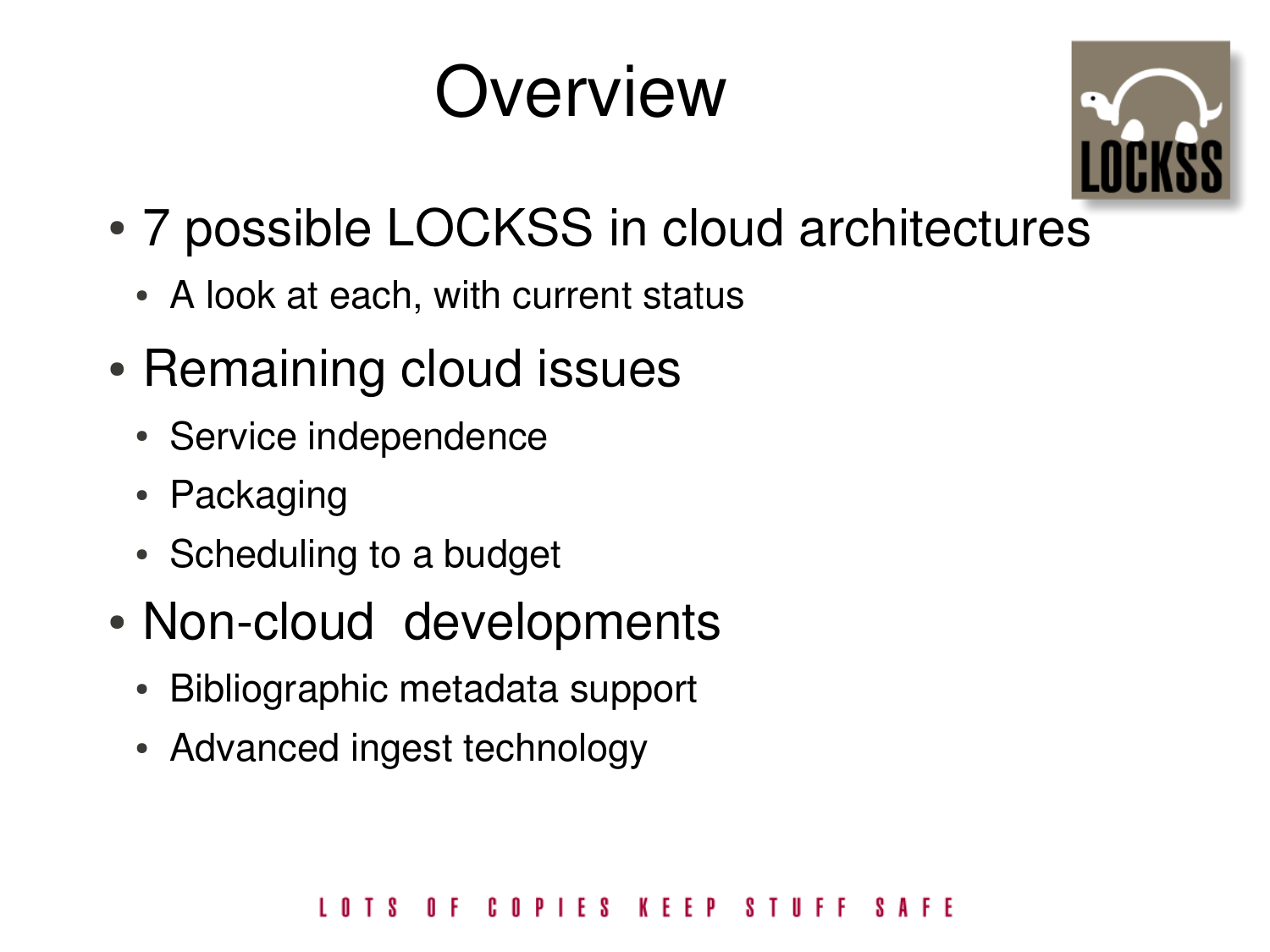# Overview

- 7 possible LOCKSS in cloud architectures
  - A look at each, with current status
- Remaining cloud issues
  - Service independence
  - Packaging
  - Scheduling to a budget
- Non-cloud developments
  - Bibliographic metadata support
  - Advanced ingest technology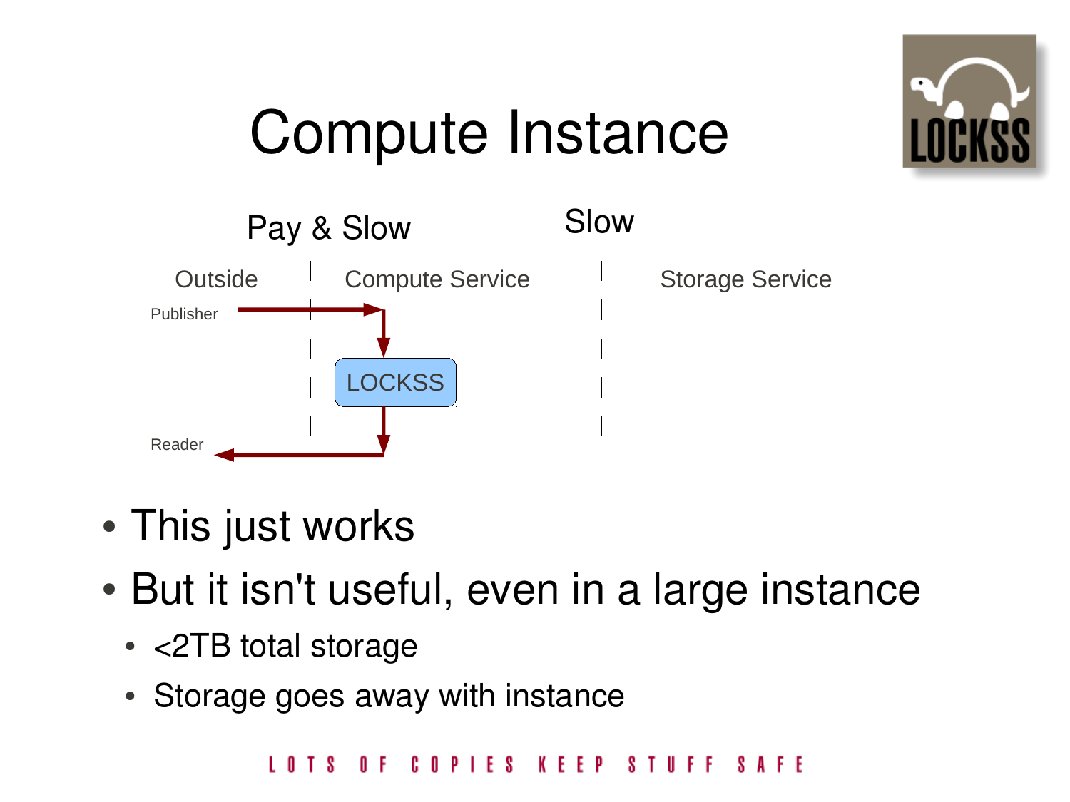# Compute Instance

Pay & Slow    Slow

Outside | Compute Service | Storage Service

Publisher → LOCKSS → Reader

- This just works
- But it isn't useful, even in a large instance
  - <2TB total storage
  - Storage goes away with instance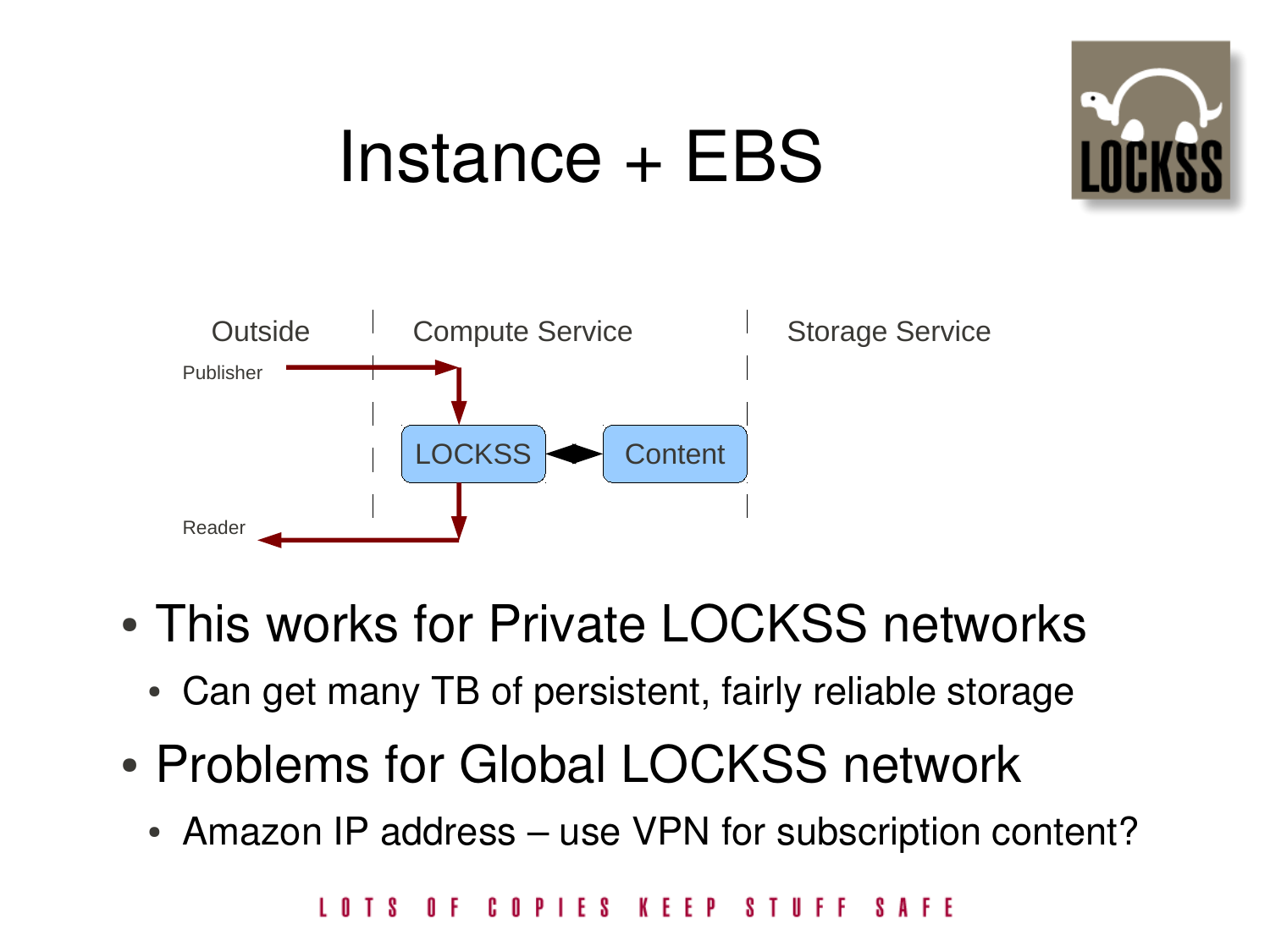# Instance + EBS

Outside | Compute Service | Storage Service

Publisher

LOCKSS ◄► Content

Reader

- This works for Private LOCKSS networks
  - Can get many TB of persistent, fairly reliable storage
- Problems for Global LOCKSS network
  - Amazon IP address – use VPN for subscription content?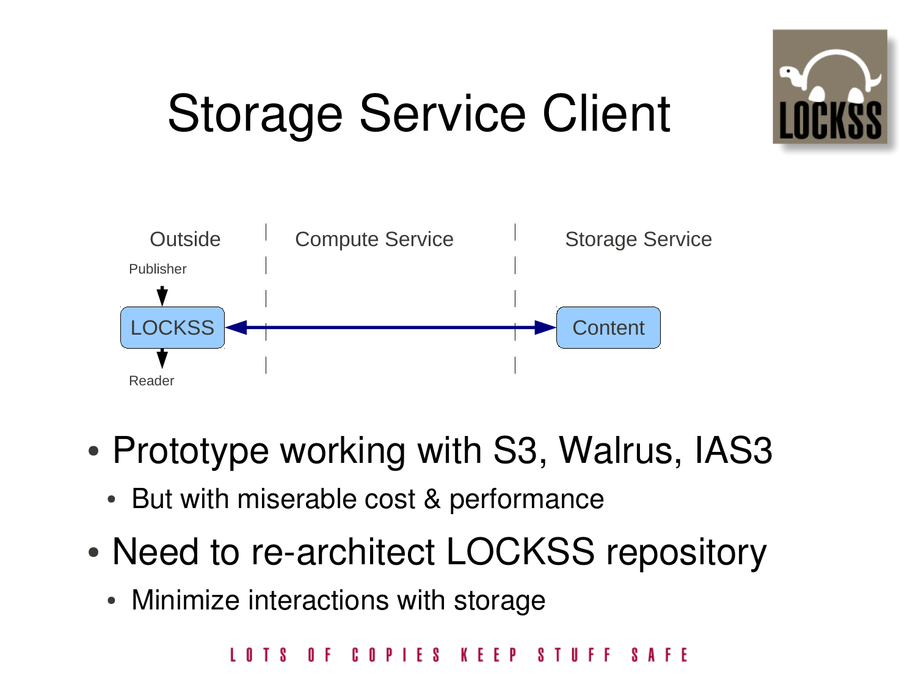# Storage Service Client

Outside | Compute Service | Storage Service

Publisher

LOCKSS ⟷ Content

Reader

- Prototype working with S3, Walrus, IAS3
  - But with miserable cost & performance
- Need to re-architect LOCKSS repository
  - Minimize interactions with storage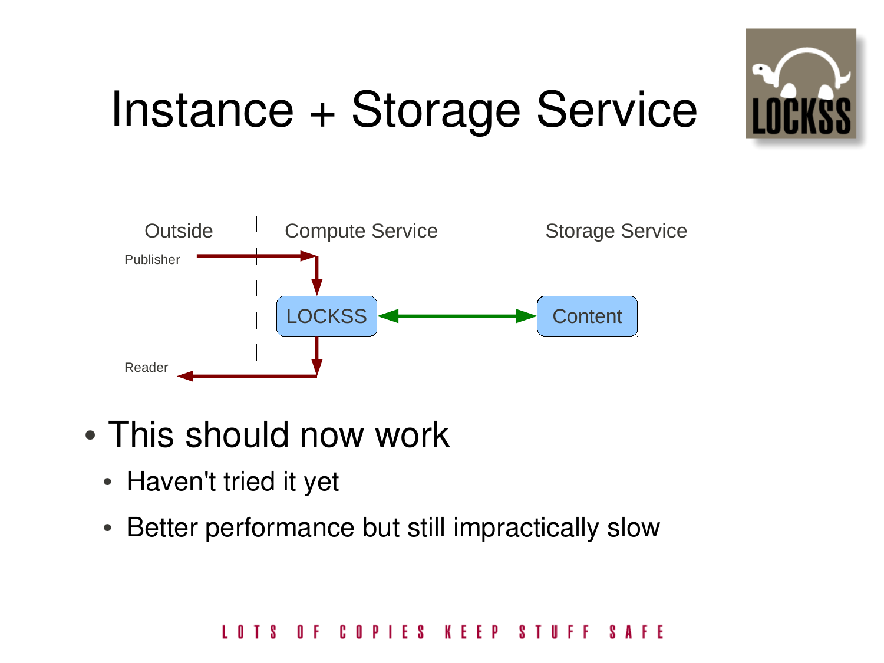# Instance + Storage Service

Outside | Compute Service | Storage Service

Publisher

LOCKSS

Content

Reader

- This should now work
  - Haven't tried it yet
  - Better performance but still impractically slow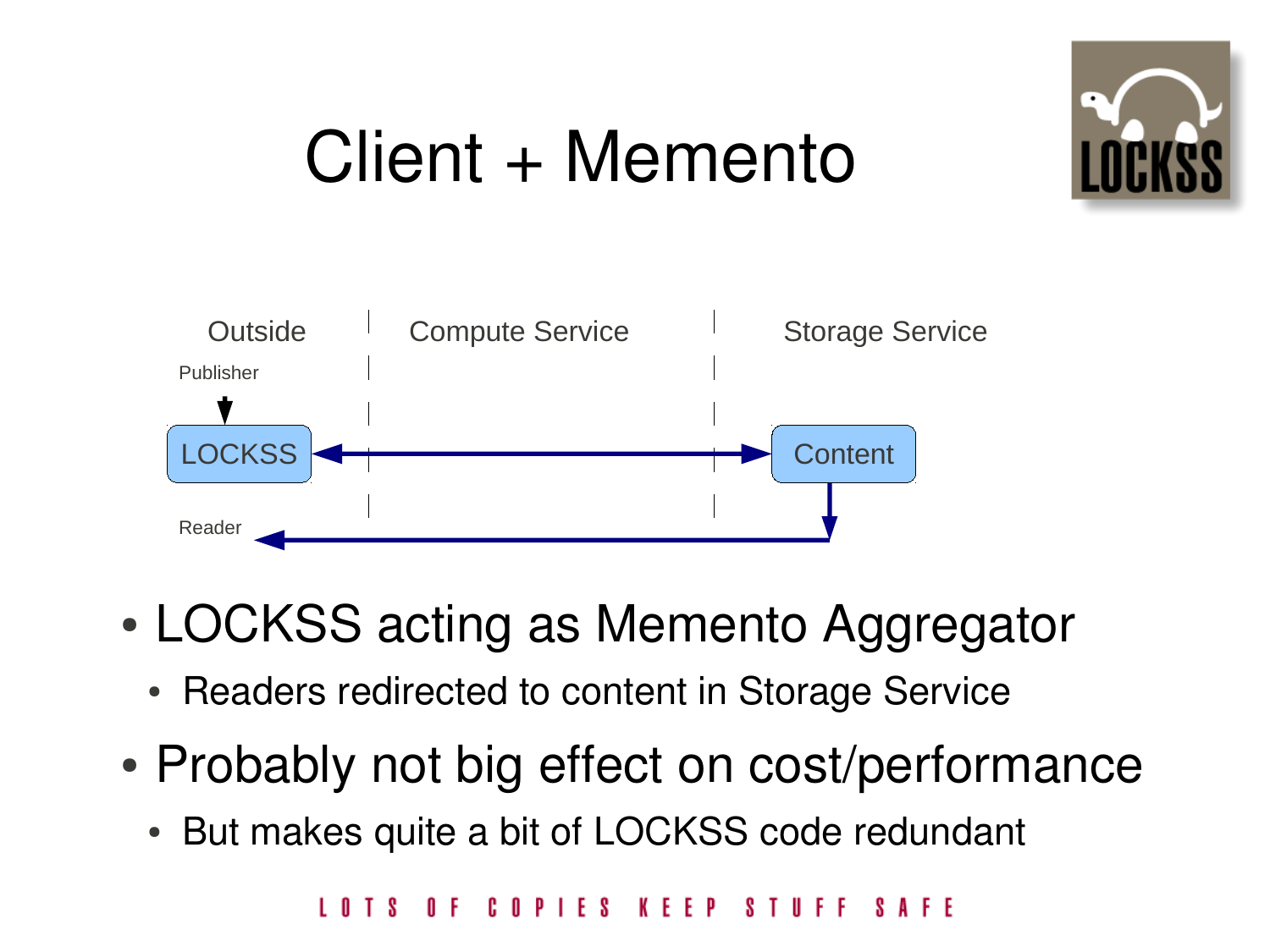# Client + Memento

Outside | Compute Service | Storage Service

Publisher

LOCKSS ↔ Content

Reader

- LOCKSS acting as Memento Aggregator
  - Readers redirected to content in Storage Service
- Probably not big effect on cost/performance
  - But makes quite a bit of LOCKSS code redundant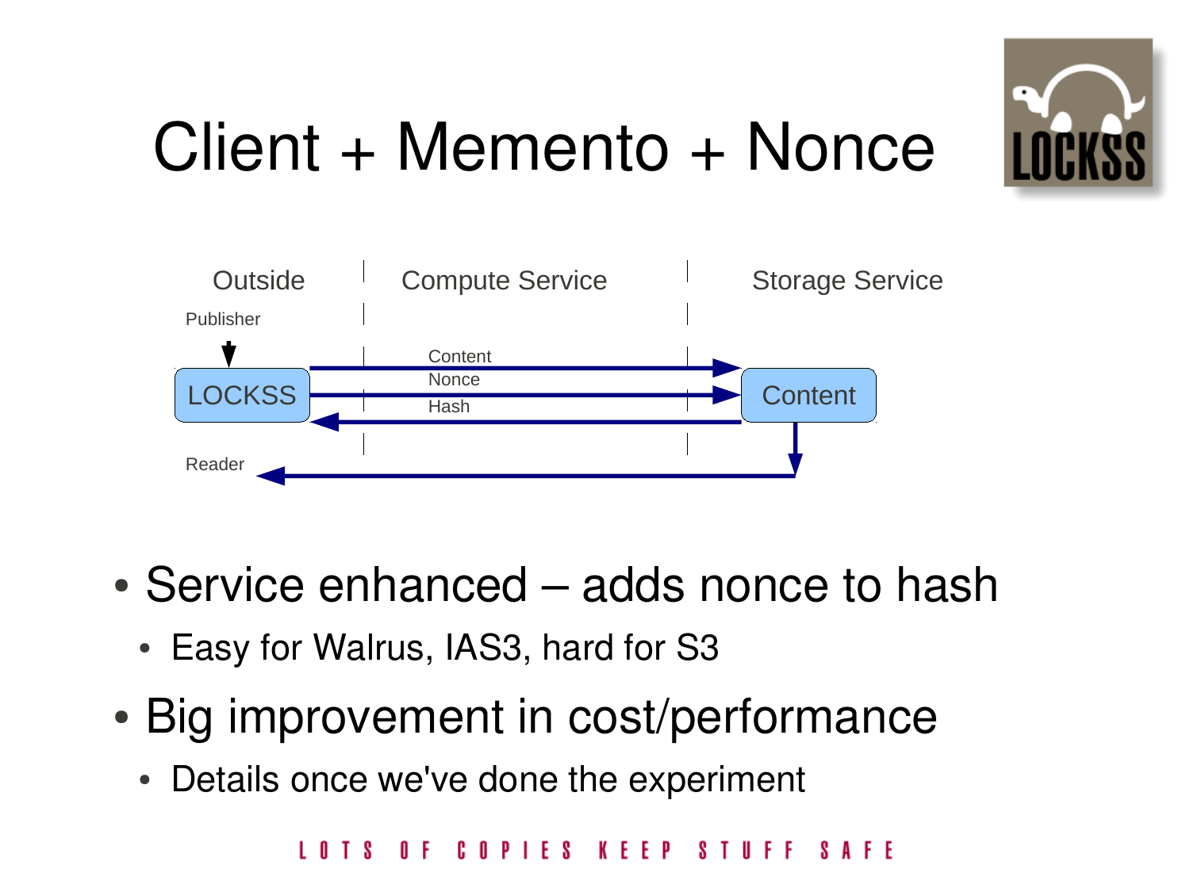# Client + Memento + Nonce

Outside | Compute Service | Storage Service

Publisher

LOCKSS — Content → Content
LOCKSS — Nonce → Content
Content — Hash → LOCKSS

Reader

- Service enhanced – adds nonce to hash
  - Easy for Walrus, IAS3, hard for S3
- Big improvement in cost/performance
  - Details once we've done the experiment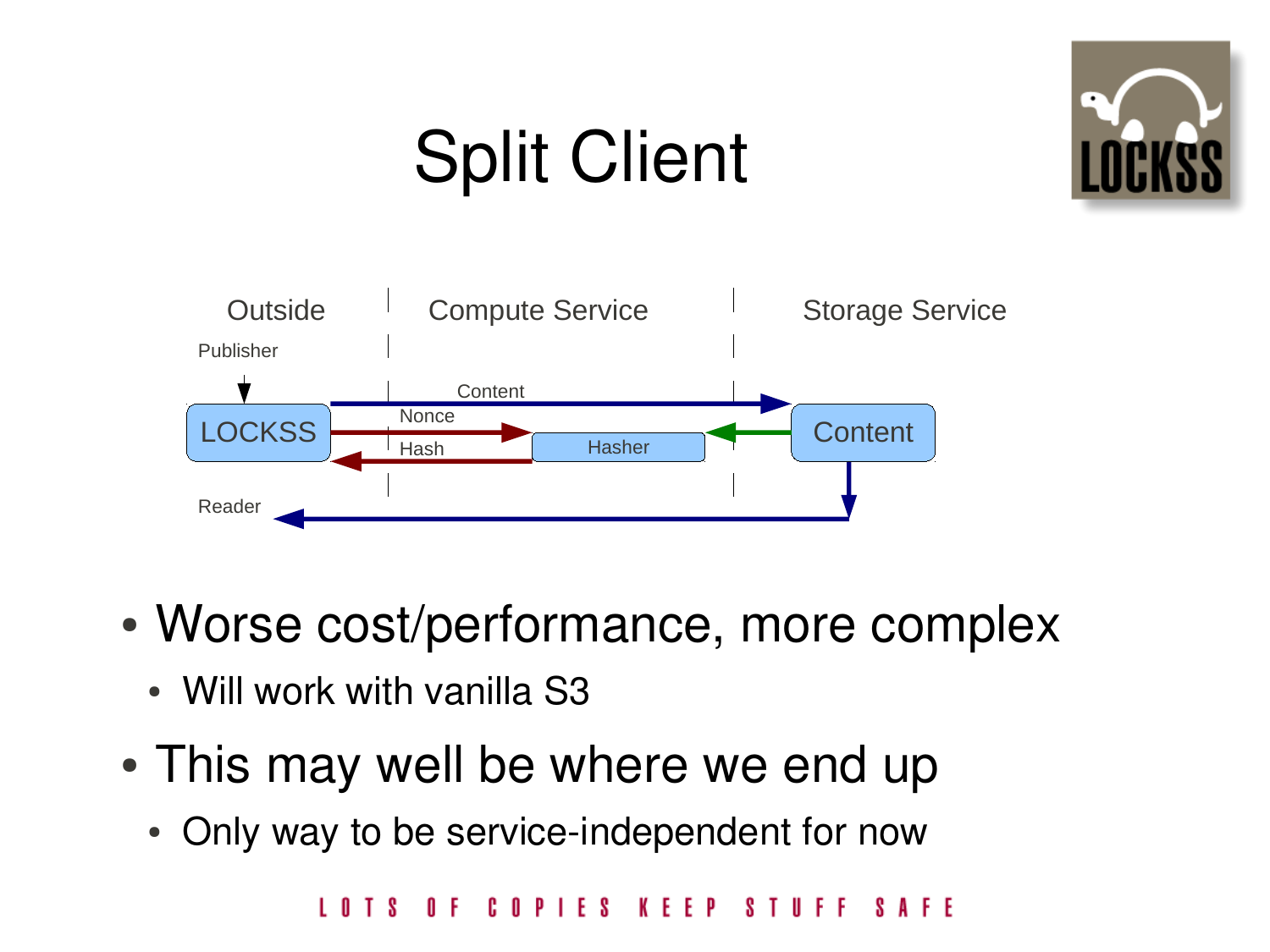# Split Client

Outside | Compute Service | Storage Service

Publisher

LOCKSS — Content → Content

LOCKSS — Nonce → Hasher

Hasher — Hash → LOCKSS

Content → Hasher

Content → Reader

- Worse cost/performance, more complex
  - Will work with vanilla S3
- This may well be where we end up
  - Only way to be service-independent for now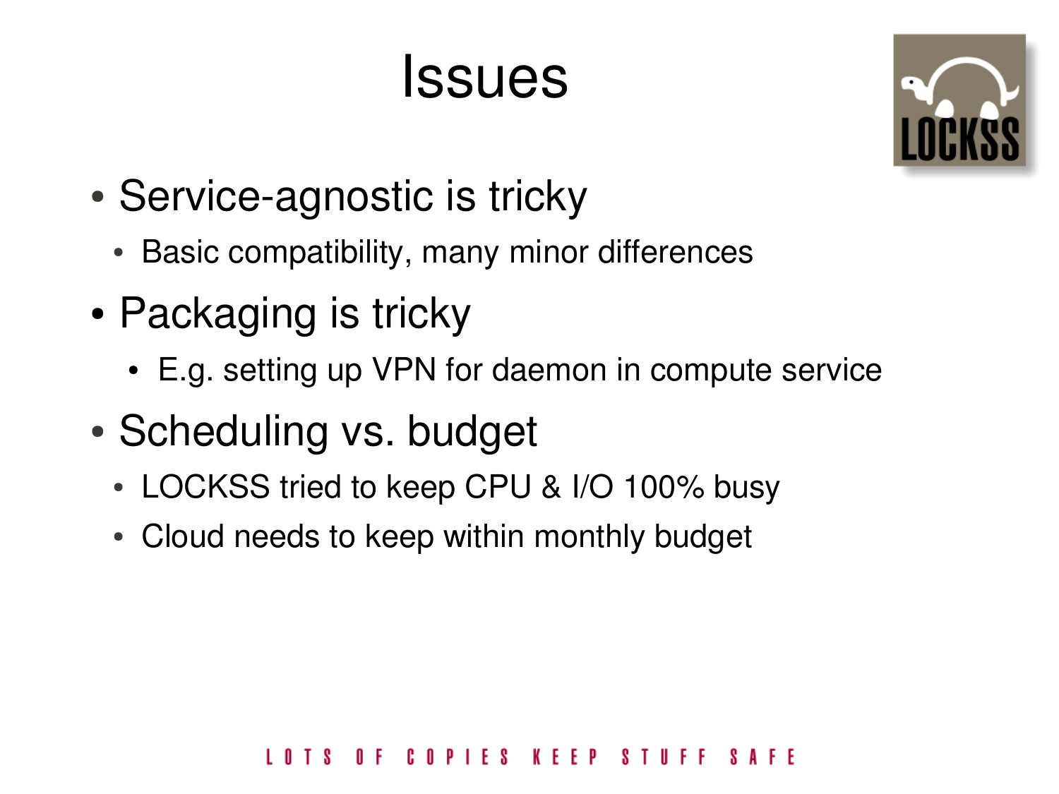# Issues

- Service-agnostic is tricky
  - Basic compatibility, many minor differences
- Packaging is tricky
  - E.g. setting up VPN for daemon in compute service
- Scheduling vs. budget
  - LOCKSS tried to keep CPU & I/O 100% busy
  - Cloud needs to keep within monthly budget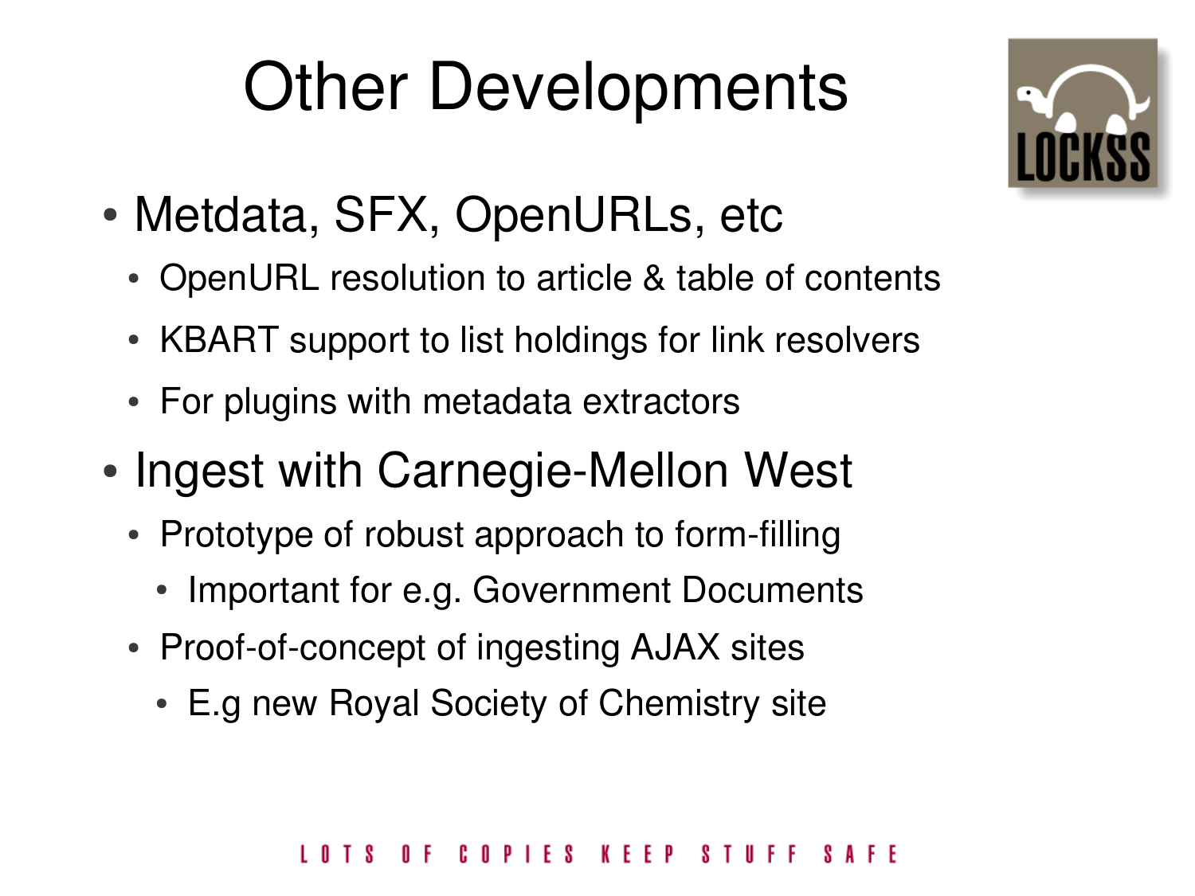# Other Developments

- Metdata, SFX, OpenURLs, etc
  - OpenURL resolution to article & table of contents
  - KBART support to list holdings for link resolvers
  - For plugins with metadata extractors
- Ingest with Carnegie-Mellon West
  - Prototype of robust approach to form-filling
    - Important for e.g. Government Documents
  - Proof-of-concept of ingesting AJAX sites
    - E.g new Royal Society of Chemistry site